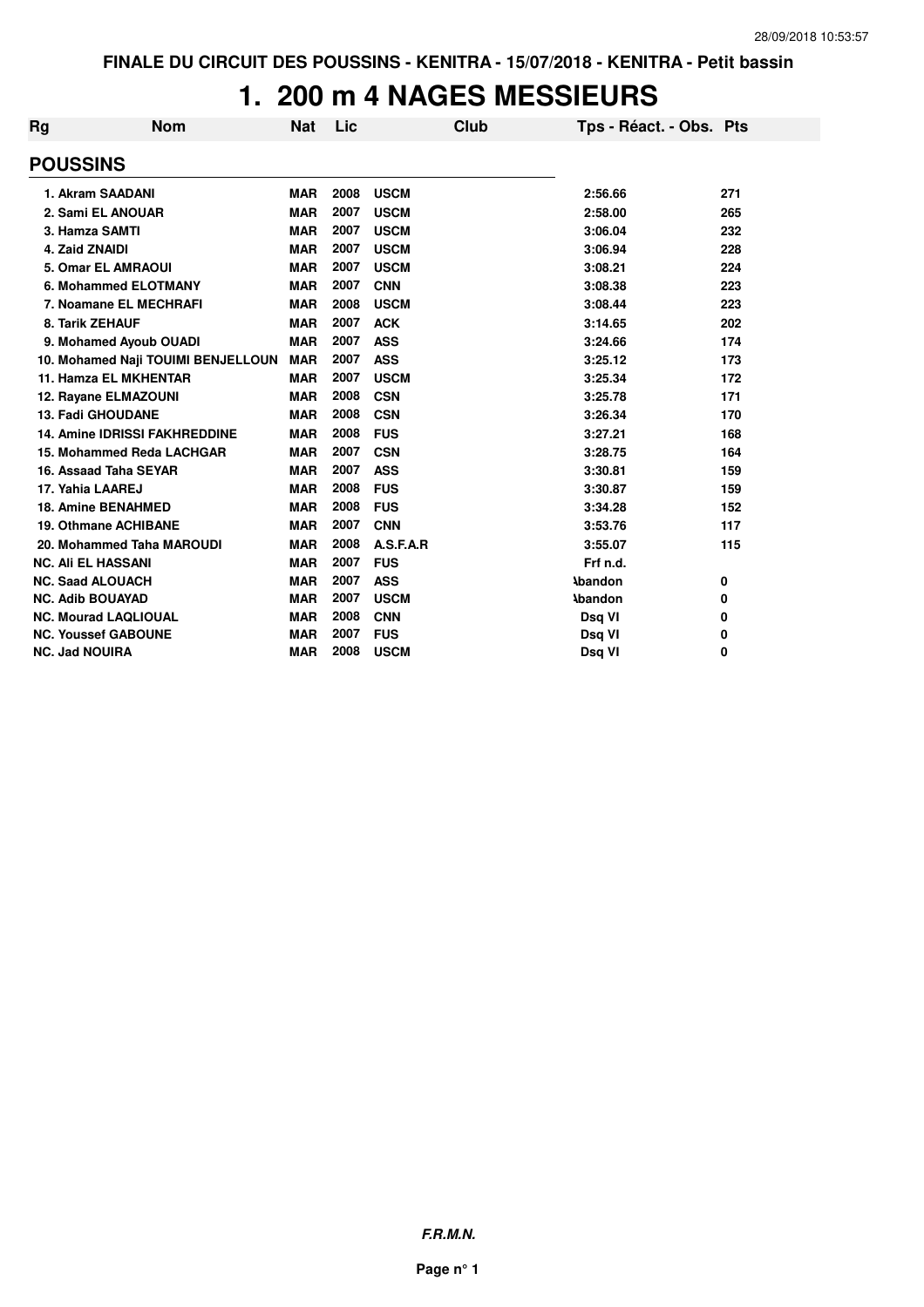**FINALE DU CIRCUIT DES POUSSINS - KENITRA - 15/07/2018 - KENITRA - Petit bassin**

# 1. 200 m 4 NAGES MESSIEURS

## POUSSINS

| Rg | Nom | Nat | Lic | Club | Tps - Réact. - Obs. | Pts |
|---|---|---|---|---|---|---|
| 1. | Akram SAADANI | MAR | 2008 | USCM | 2:56.66 | 271 |
| 2. | Sami EL ANOUAR | MAR | 2007 | USCM | 2:58.00 | 265 |
| 3. | Hamza SAMTI | MAR | 2007 | USCM | 3:06.04 | 232 |
| 4. | Zaid ZNAIDI | MAR | 2007 | USCM | 3:06.94 | 228 |
| 5. | Omar EL AMRAOUI | MAR | 2007 | USCM | 3:08.21 | 224 |
| 6. | Mohammed ELOTMANY | MAR | 2007 | CNN | 3:08.38 | 223 |
| 7. | Noamane EL MECHRAFI | MAR | 2008 | USCM | 3:08.44 | 223 |
| 8. | Tarik ZEHAUF | MAR | 2007 | ACK | 3:14.65 | 202 |
| 9. | Mohamed Ayoub OUADI | MAR | 2007 | ASS | 3:24.66 | 174 |
| 10. | Mohamed Naji TOUIMI BENJELLOUN | MAR | 2007 | ASS | 3:25.12 | 173 |
| 11. | Hamza EL MKHENTAR | MAR | 2007 | USCM | 3:25.34 | 172 |
| 12. | Rayane ELMAZOUNI | MAR | 2008 | CSN | 3:25.78 | 171 |
| 13. | Fadi GHOUDANE | MAR | 2008 | CSN | 3:26.34 | 170 |
| 14. | Amine IDRISSI FAKHREDDINE | MAR | 2008 | FUS | 3:27.21 | 168 |
| 15. | Mohammed Reda LACHGAR | MAR | 2007 | CSN | 3:28.75 | 164 |
| 16. | Assaad Taha SEYAR | MAR | 2007 | ASS | 3:30.81 | 159 |
| 17. | Yahia LAAREJ | MAR | 2008 | FUS | 3:30.87 | 159 |
| 18. | Amine BENAHMED | MAR | 2008 | FUS | 3:34.28 | 152 |
| 19. | Othmane ACHIBANE | MAR | 2007 | CNN | 3:53.76 | 117 |
| 20. | Mohammed Taha MAROUDI | MAR | 2008 | A.S.F.A.R | 3:55.07 | 115 |
| NC. | Ali EL HASSANI | MAR | 2007 | FUS | Frf n.d. | |
| NC. | Saad ALOUACH | MAR | 2007 | ASS | Abandon | 0 |
| NC. | Adib BOUAYAD | MAR | 2007 | USCM | Abandon | 0 |
| NC. | Mourad LAQLIOUAL | MAR | 2008 | CNN | Dsq VI | 0 |
| NC. | Youssef GABOUNE | MAR | 2007 | FUS | Dsq VI | 0 |
| NC. | Jad NOUIRA | MAR | 2008 | USCM | Dsq VI | 0 |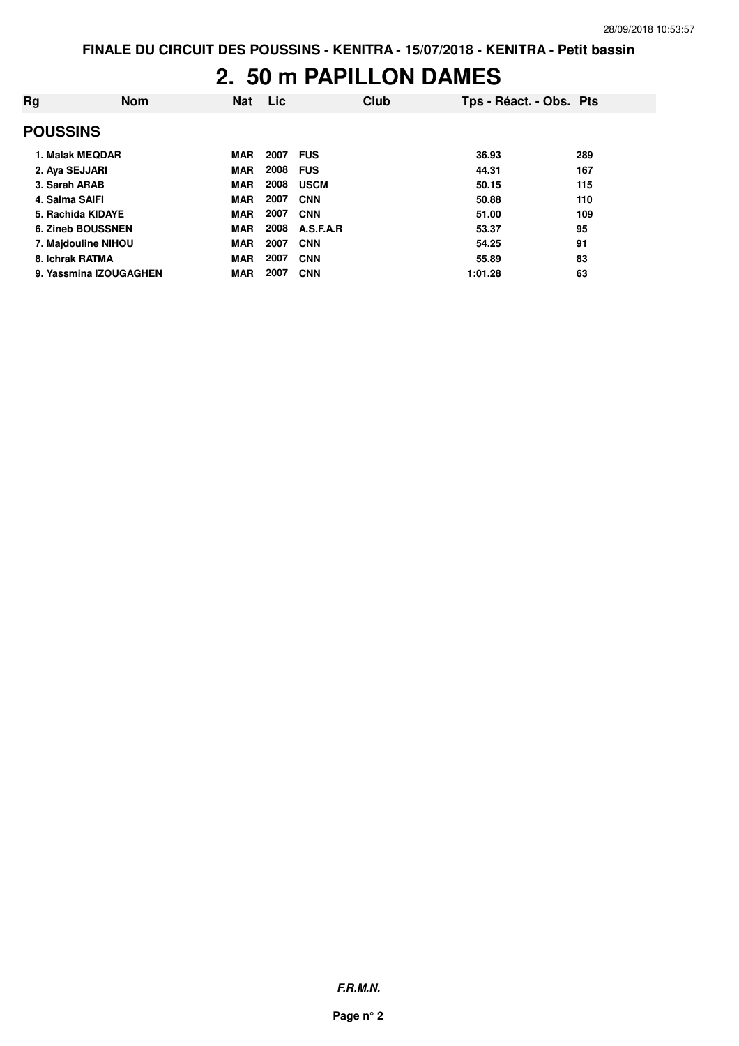# 2. 50 m PAPILLON DAMES

| Rg | Nom | Nat | Lic | Club | Tps - Réact. - Obs. | Pts |
|---|---|---|---|---|---|---|
| **POUSSINS** | | | | | | |
| 1. | Malak MEQDAR | MAR | 2007 | FUS | 36.93 | 289 |
| 2. | Aya SEJJARI | MAR | 2008 | FUS | 44.31 | 167 |
| 3. | Sarah ARAB | MAR | 2008 | USCM | 50.15 | 115 |
| 4. | Salma SAIFI | MAR | 2007 | CNN | 50.88 | 110 |
| 5. | Rachida KIDAYE | MAR | 2007 | CNN | 51.00 | 109 |
| 6. | Zineb BOUSSNEN | MAR | 2008 | A.S.F.A.R | 53.37 | 95 |
| 7. | Majdouline NIHOU | MAR | 2007 | CNN | 54.25 | 91 |
| 8. | Ichrak RATMA | MAR | 2007 | CNN | 55.89 | 83 |
| 9. | Yassmina IZOUGAGHEN | MAR | 2007 | CNN | 1:01.28 | 63 |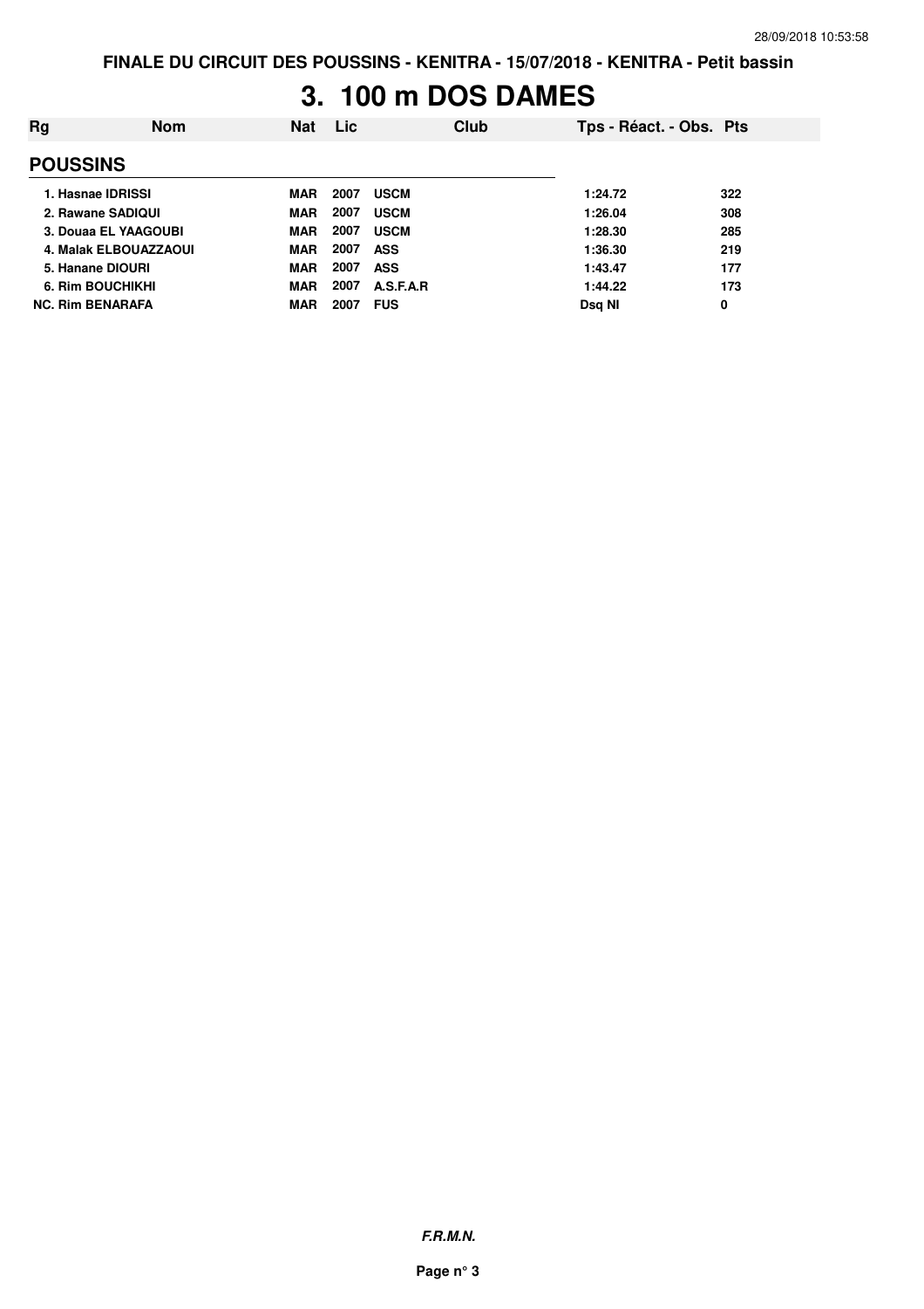**FINALE DU CIRCUIT DES POUSSINS - KENITRA - 15/07/2018 - KENITRA - Petit bassin**

# 3. 100 m DOS DAMES

| Rg | Nom | Nat | Lic | Club | Tps - Réact. - Obs. | Pts |
|---|---|---|---|---|---|---|
| **POUSSINS** | | | | | | |
| 1. | Hasnae IDRISSI | MAR | 2007 | USCM | 1:24.72 | 322 |
| 2. | Rawane SADIQUI | MAR | 2007 | USCM | 1:26.04 | 308 |
| 3. | Douaa EL YAAGOUBI | MAR | 2007 | USCM | 1:28.30 | 285 |
| 4. | Malak ELBOUAZZAOUI | MAR | 2007 | ASS | 1:36.30 | 219 |
| 5. | Hanane DIOURI | MAR | 2007 | ASS | 1:43.47 | 177 |
| 6. | Rim BOUCHIKHI | MAR | 2007 | A.S.F.A.R | 1:44.22 | 173 |
| NC. | Rim BENARAFA | MAR | 2007 | FUS | Dsq NI | 0 |

***F.R.M.N.***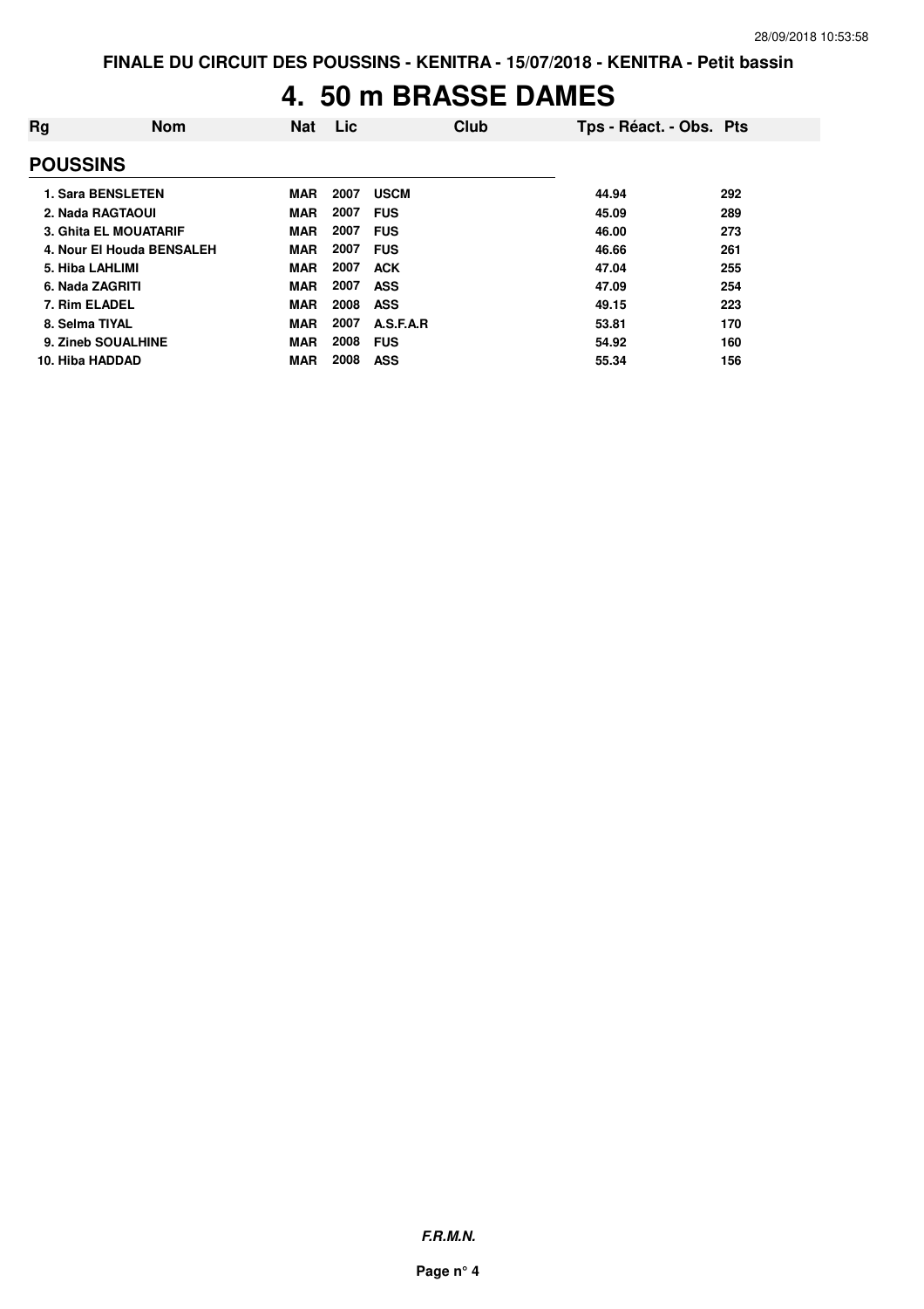# 4. 50 m BRASSE DAMES

| Rg | Nom | Nat | Lic | Club | Tps - Réact. - Obs. | Pts |
|---|---|---|---|---|---|---|
| **POUSSINS** | | | | | | |
| 1. Sara BENSLETEN | | MAR | 2007 | USCM | 44.94 | 292 |
| 2. Nada RAGTAOUI | | MAR | 2007 | FUS | 45.09 | 289 |
| 3. Ghita EL MOUATARIF | | MAR | 2007 | FUS | 46.00 | 273 |
| 4. Nour El Houda BENSALEH | | MAR | 2007 | FUS | 46.66 | 261 |
| 5. Hiba LAHLIMI | | MAR | 2007 | ACK | 47.04 | 255 |
| 6. Nada ZAGRITI | | MAR | 2007 | ASS | 47.09 | 254 |
| 7. Rim ELADEL | | MAR | 2008 | ASS | 49.15 | 223 |
| 8. Selma TIYAL | | MAR | 2007 | A.S.F.A.R | 53.81 | 170 |
| 9. Zineb SOUALHINE | | MAR | 2008 | FUS | 54.92 | 160 |
| 10. Hiba HADDAD | | MAR | 2008 | ASS | 55.34 | 156 |

***F.R.M.N.***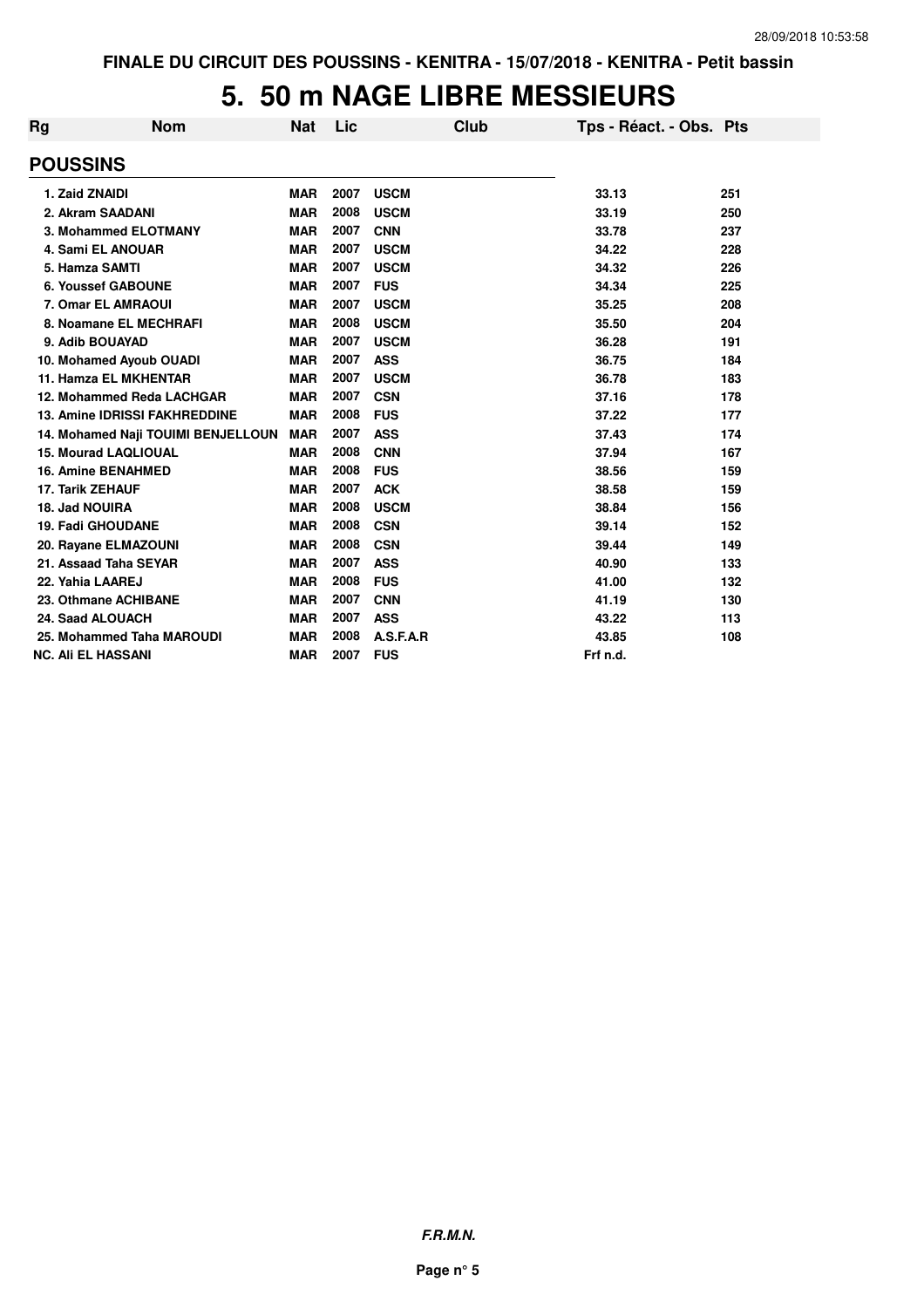# 5. 50 m NAGE LIBRE MESSIEURS

| Rg | Nom | Nat | Lic | Club | Tps - Réact. - Obs. | Pts |
|---|---|---|---|---|---|---|
| **POUSSINS** | | | | | | |
| 1. | Zaid ZNAIDI | MAR | 2007 | USCM | 33.13 | 251 |
| 2. | Akram SAADANI | MAR | 2008 | USCM | 33.19 | 250 |
| 3. | Mohammed ELOTMANY | MAR | 2007 | CNN | 33.78 | 237 |
| 4. | Sami EL ANOUAR | MAR | 2007 | USCM | 34.22 | 228 |
| 5. | Hamza SAMTI | MAR | 2007 | USCM | 34.32 | 226 |
| 6. | Youssef GABOUNE | MAR | 2007 | FUS | 34.34 | 225 |
| 7. | Omar EL AMRAOUI | MAR | 2007 | USCM | 35.25 | 208 |
| 8. | Noamane EL MECHRAFI | MAR | 2008 | USCM | 35.50 | 204 |
| 9. | Adib BOUAYAD | MAR | 2007 | USCM | 36.28 | 191 |
| 10. | Mohamed Ayoub OUADI | MAR | 2007 | ASS | 36.75 | 184 |
| 11. | Hamza EL MKHENTAR | MAR | 2007 | USCM | 36.78 | 183 |
| 12. | Mohammed Reda LACHGAR | MAR | 2007 | CSN | 37.16 | 178 |
| 13. | Amine IDRISSI FAKHREDDINE | MAR | 2008 | FUS | 37.22 | 177 |
| 14. | Mohamed Naji TOUIMI BENJELLOUN | MAR | 2007 | ASS | 37.43 | 174 |
| 15. | Mourad LAQLIOUAL | MAR | 2008 | CNN | 37.94 | 167 |
| 16. | Amine BENAHMED | MAR | 2008 | FUS | 38.56 | 159 |
| 17. | Tarik ZEHAUF | MAR | 2007 | ACK | 38.58 | 159 |
| 18. | Jad NOUIRA | MAR | 2008 | USCM | 38.84 | 156 |
| 19. | Fadi GHOUDANE | MAR | 2008 | CSN | 39.14 | 152 |
| 20. | Rayane ELMAZOUNI | MAR | 2008 | CSN | 39.44 | 149 |
| 21. | Assaad Taha SEYAR | MAR | 2007 | ASS | 40.90 | 133 |
| 22. | Yahia LAAREJ | MAR | 2008 | FUS | 41.00 | 132 |
| 23. | Othmane ACHIBANE | MAR | 2007 | CNN | 41.19 | 130 |
| 24. | Saad ALOUACH | MAR | 2007 | ASS | 43.22 | 113 |
| 25. | Mohammed Taha MAROUDI | MAR | 2008 | A.S.F.A.R | 43.85 | 108 |
| NC. | Ali EL HASSANI | MAR | 2007 | FUS | Frf n.d. | |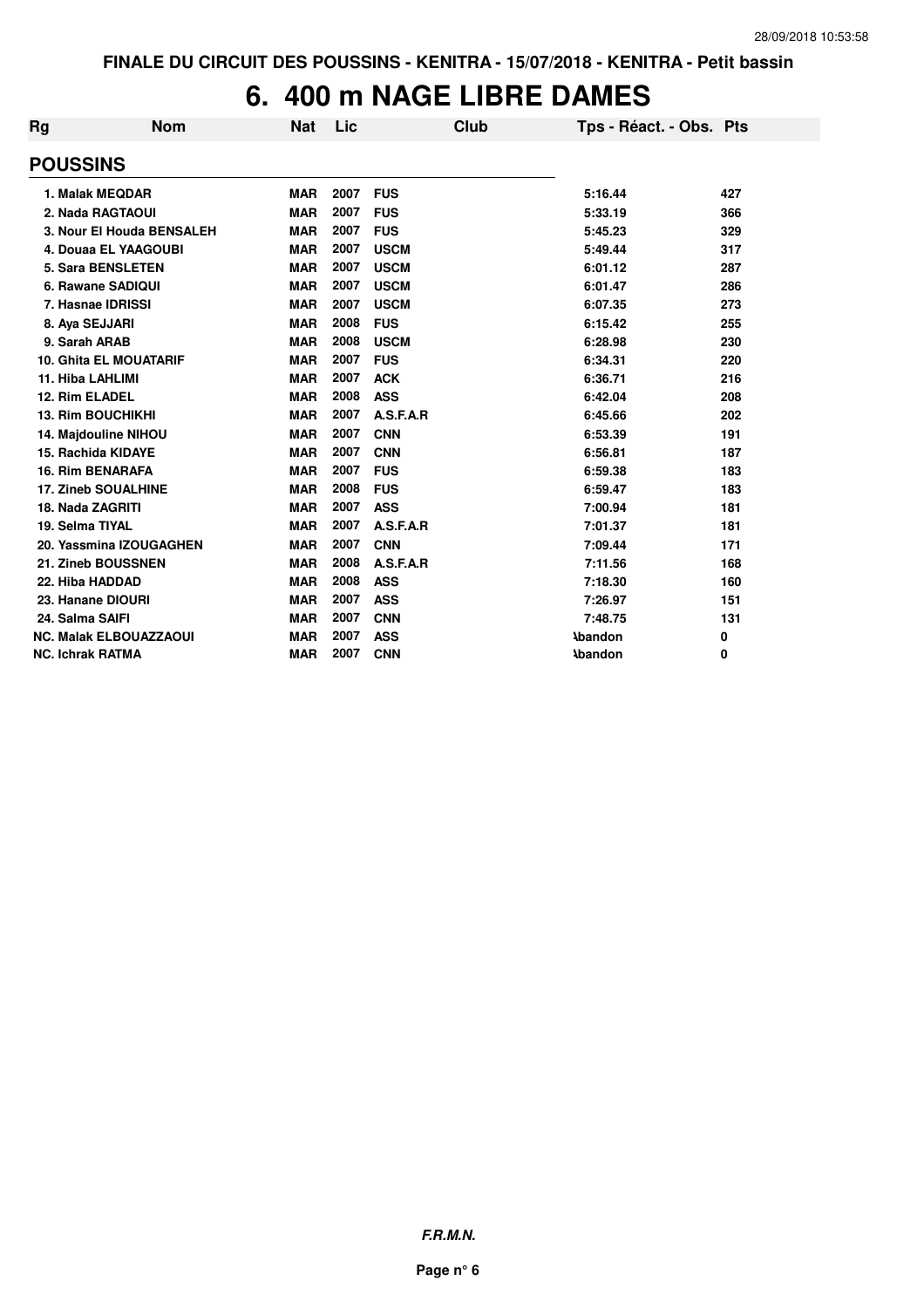FINALE DU CIRCUIT DES POUSSINS - KENITRA - 15/07/2018 - KENITRA - Petit bassin

# 6. 400 m NAGE LIBRE DAMES

| Rg | Nom | Nat | Lic | Club | Tps - Réact. - Obs. | Pts |
|---|---|---|---|---|---|---|
| **POUSSINS** | | | | | | |
| 1. | Malak MEQDAR | MAR | 2007 | FUS | 5:16.44 | 427 |
| 2. | Nada RAGTAOUI | MAR | 2007 | FUS | 5:33.19 | 366 |
| 3. | Nour El Houda BENSALEH | MAR | 2007 | FUS | 5:45.23 | 329 |
| 4. | Douaa EL YAAGOUBI | MAR | 2007 | USCM | 5:49.44 | 317 |
| 5. | Sara BENSLETEN | MAR | 2007 | USCM | 6:01.12 | 287 |
| 6. | Rawane SADIQUI | MAR | 2007 | USCM | 6:01.47 | 286 |
| 7. | Hasnae IDRISSI | MAR | 2007 | USCM | 6:07.35 | 273 |
| 8. | Aya SEJJARI | MAR | 2008 | FUS | 6:15.42 | 255 |
| 9. | Sarah ARAB | MAR | 2008 | USCM | 6:28.98 | 230 |
| 10. | Ghita EL MOUATARIF | MAR | 2007 | FUS | 6:34.31 | 220 |
| 11. | Hiba LAHLIMI | MAR | 2007 | ACK | 6:36.71 | 216 |
| 12. | Rim ELADEL | MAR | 2008 | ASS | 6:42.04 | 208 |
| 13. | Rim BOUCHIKHI | MAR | 2007 | A.S.F.A.R | 6:45.66 | 202 |
| 14. | Majdouline NIHOU | MAR | 2007 | CNN | 6:53.39 | 191 |
| 15. | Rachida KIDAYE | MAR | 2007 | CNN | 6:56.81 | 187 |
| 16. | Rim BENARAFA | MAR | 2007 | FUS | 6:59.38 | 183 |
| 17. | Zineb SOUALHINE | MAR | 2008 | FUS | 6:59.47 | 183 |
| 18. | Nada ZAGRITI | MAR | 2007 | ASS | 7:00.94 | 181 |
| 19. | Selma TIYAL | MAR | 2007 | A.S.F.A.R | 7:01.37 | 181 |
| 20. | Yassmina IZOUGAGHEN | MAR | 2007 | CNN | 7:09.44 | 171 |
| 21. | Zineb BOUSSNEN | MAR | 2008 | A.S.F.A.R | 7:11.56 | 168 |
| 22. | Hiba HADDAD | MAR | 2008 | ASS | 7:18.30 | 160 |
| 23. | Hanane DIOURI | MAR | 2007 | ASS | 7:26.97 | 151 |
| 24. | Salma SAIFI | MAR | 2007 | CNN | 7:48.75 | 131 |
| NC. | Malak ELBOUAZZAOUI | MAR | 2007 | ASS | Abandon | 0 |
| NC. | Ichrak RATMA | MAR | 2007 | CNN | Abandon | 0 |

*F.R.M.N.*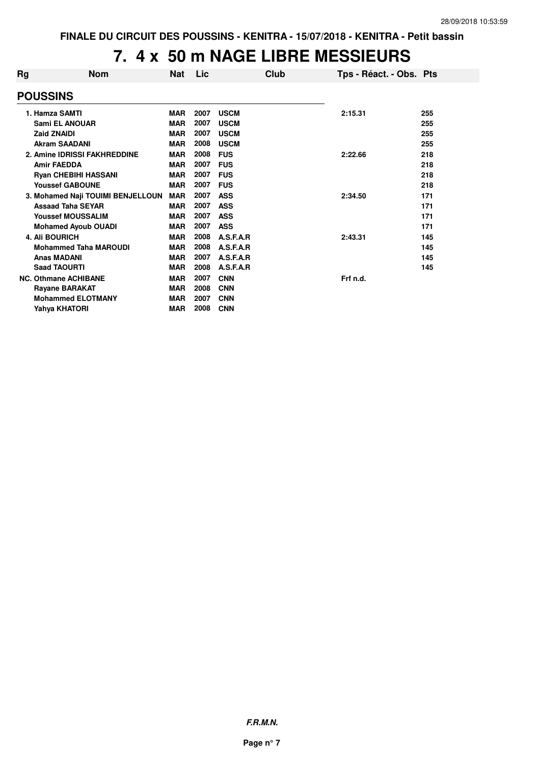FINALE DU CIRCUIT DES POUSSINS - KENITRA - 15/07/2018 - KENITRA - Petit bassin

# 7. 4 x 50 m NAGE LIBRE MESSIEURS

| Rg | Nom | Nat | Lic | Club | Tps - Réact. - Obs. | Pts |
|---|---|---|---|---|---|---|
| **POUSSINS** | | | | | | |
| 1. | Hamza SAMTI | MAR | 2007 | USCM | 2:15.31 | 255 |
| | Sami EL ANOUAR | MAR | 2007 | USCM | | 255 |
| | Zaid ZNAIDI | MAR | 2007 | USCM | | 255 |
| | Akram SAADANI | MAR | 2008 | USCM | | 255 |
| 2. | Amine IDRISSI FAKHREDDINE | MAR | 2008 | FUS | 2:22.66 | 218 |
| | Amir FAEDDA | MAR | 2007 | FUS | | 218 |
| | Ryan CHEBIHI HASSANI | MAR | 2007 | FUS | | 218 |
| | Youssef GABOUNE | MAR | 2007 | FUS | | 218 |
| 3. | Mohamed Naji TOUIMI BENJELLOUN | MAR | 2007 | ASS | 2:34.50 | 171 |
| | Assaad Taha SEYAR | MAR | 2007 | ASS | | 171 |
| | Youssef MOUSSALIM | MAR | 2007 | ASS | | 171 |
| | Mohamed Ayoub OUADI | MAR | 2007 | ASS | | 171 |
| 4. | Ali BOURICH | MAR | 2008 | A.S.F.A.R | 2:43.31 | 145 |
| | Mohammed Taha MAROUDI | MAR | 2008 | A.S.F.A.R | | 145 |
| | Anas MADANI | MAR | 2007 | A.S.F.A.R | | 145 |
| | Saad TAOURTI | MAR | 2008 | A.S.F.A.R | | 145 |
| NC. | Othmane ACHIBANE | MAR | 2007 | CNN | Frf n.d. | |
| | Rayane BARAKAT | MAR | 2008 | CNN | | |
| | Mohammed ELOTMANY | MAR | 2007 | CNN | | |
| | Yahya KHATORI | MAR | 2008 | CNN | | |

***F.R.M.N.***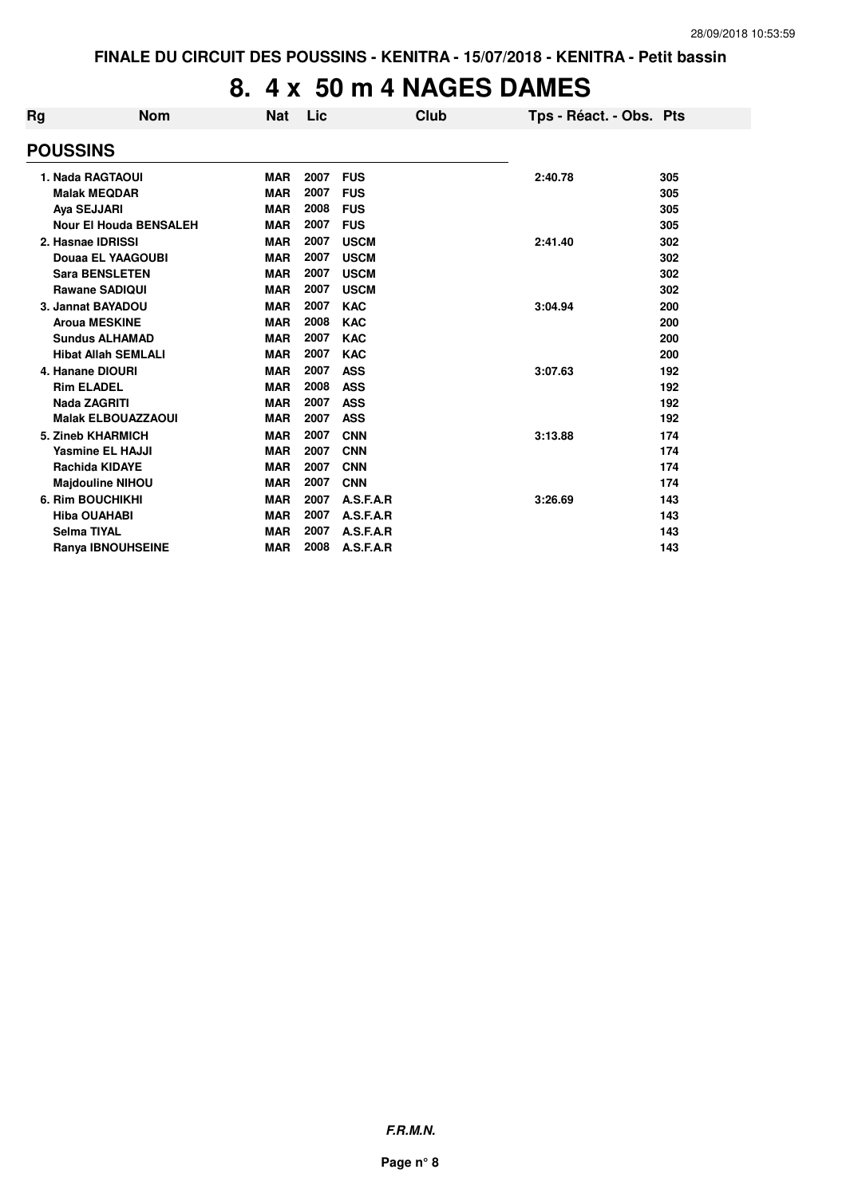FINALE DU CIRCUIT DES POUSSINS - KENITRA - 15/07/2018 - KENITRA - Petit bassin

# 8. 4 x 50 m 4 NAGES DAMES

| Rg | Nom | Nat | Lic | Club | Tps - Réact. - Obs. | Pts |
|---|---|---|---|---|---|---|
| **POUSSINS** | | | | | | |
| 1. | Nada RAGTAOUI | MAR | 2007 | FUS | 2:40.78 | 305 |
| | Malak MEQDAR | MAR | 2007 | FUS | | 305 |
| | Aya SEJJARI | MAR | 2008 | FUS | | 305 |
| | Nour El Houda BENSALEH | MAR | 2007 | FUS | | 305 |
| 2. | Hasnae IDRISSI | MAR | 2007 | USCM | 2:41.40 | 302 |
| | Douaa EL YAAGOUBI | MAR | 2007 | USCM | | 302 |
| | Sara BENSLETEN | MAR | 2007 | USCM | | 302 |
| | Rawane SADIQUI | MAR | 2007 | USCM | | 302 |
| 3. | Jannat BAYADOU | MAR | 2007 | KAC | 3:04.94 | 200 |
| | Aroua MESKINE | MAR | 2008 | KAC | | 200 |
| | Sundus ALHAMAD | MAR | 2007 | KAC | | 200 |
| | Hibat Allah SEMLALI | MAR | 2007 | KAC | | 200 |
| 4. | Hanane DIOURI | MAR | 2007 | ASS | 3:07.63 | 192 |
| | Rim ELADEL | MAR | 2008 | ASS | | 192 |
| | Nada ZAGRITI | MAR | 2007 | ASS | | 192 |
| | Malak ELBOUAZZAOUI | MAR | 2007 | ASS | | 192 |
| 5. | Zineb KHARMICH | MAR | 2007 | CNN | 3:13.88 | 174 |
| | Yasmine EL HAJJI | MAR | 2007 | CNN | | 174 |
| | Rachida KIDAYE | MAR | 2007 | CNN | | 174 |
| | Majdouline NIHOU | MAR | 2007 | CNN | | 174 |
| 6. | Rim BOUCHIKHI | MAR | 2007 | A.S.F.A.R | 3:26.69 | 143 |
| | Hiba OUAHABI | MAR | 2007 | A.S.F.A.R | | 143 |
| | Selma TIYAL | MAR | 2007 | A.S.F.A.R | | 143 |
| | Ranya IBNOUHSEINE | MAR | 2008 | A.S.F.A.R | | 143 |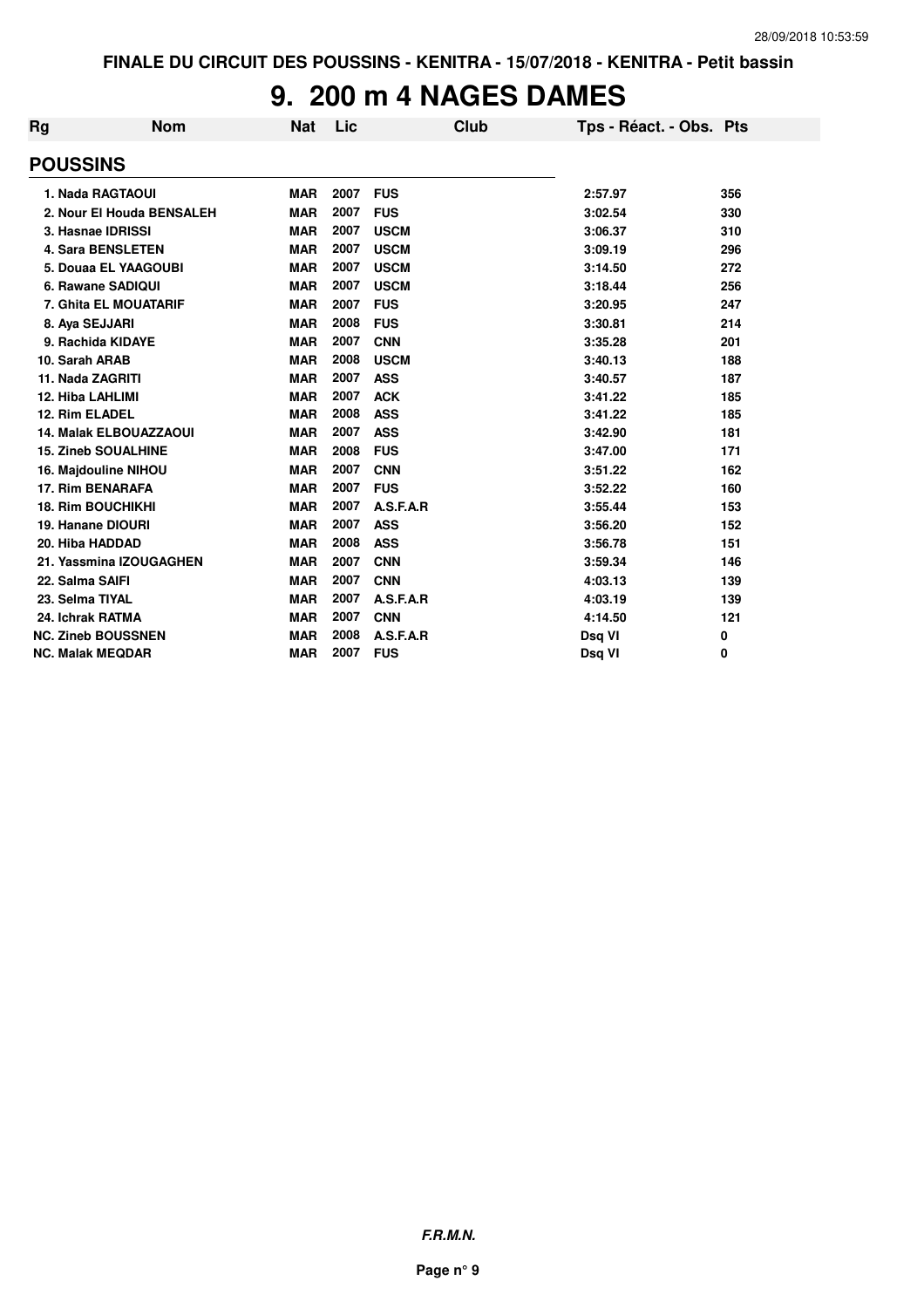FINALE DU CIRCUIT DES POUSSINS - KENITRA - 15/07/2018 - KENITRA - Petit bassin

# 9. 200 m 4 NAGES DAMES

| Rg | Nom | Nat | Lic | Club | Tps - Réact. - Obs. | Pts |
|---|---|---|---|---|---|---|
| **POUSSINS** | | | | | | |
| 1. | Nada RAGTAOUI | MAR | 2007 | FUS | 2:57.97 | 356 |
| 2. | Nour El Houda BENSALEH | MAR | 2007 | FUS | 3:02.54 | 330 |
| 3. | Hasnae IDRISSI | MAR | 2007 | USCM | 3:06.37 | 310 |
| 4. | Sara BENSLETEN | MAR | 2007 | USCM | 3:09.19 | 296 |
| 5. | Douaa EL YAAGOUBI | MAR | 2007 | USCM | 3:14.50 | 272 |
| 6. | Rawane SADIQUI | MAR | 2007 | USCM | 3:18.44 | 256 |
| 7. | Ghita EL MOUATARIF | MAR | 2007 | FUS | 3:20.95 | 247 |
| 8. | Aya SEJJARI | MAR | 2008 | FUS | 3:30.81 | 214 |
| 9. | Rachida KIDAYE | MAR | 2007 | CNN | 3:35.28 | 201 |
| 10. | Sarah ARAB | MAR | 2008 | USCM | 3:40.13 | 188 |
| 11. | Nada ZAGRITI | MAR | 2007 | ASS | 3:40.57 | 187 |
| 12. | Hiba LAHLIMI | MAR | 2007 | ACK | 3:41.22 | 185 |
| 12. | Rim ELADEL | MAR | 2008 | ASS | 3:41.22 | 185 |
| 14. | Malak ELBOUAZZAOUI | MAR | 2007 | ASS | 3:42.90 | 181 |
| 15. | Zineb SOUALHINE | MAR | 2008 | FUS | 3:47.00 | 171 |
| 16. | Majdouline NIHOU | MAR | 2007 | CNN | 3:51.22 | 162 |
| 17. | Rim BENARAFA | MAR | 2007 | FUS | 3:52.22 | 160 |
| 18. | Rim BOUCHIKHI | MAR | 2007 | A.S.F.A.R | 3:55.44 | 153 |
| 19. | Hanane DIOURI | MAR | 2007 | ASS | 3:56.20 | 152 |
| 20. | Hiba HADDAD | MAR | 2008 | ASS | 3:56.78 | 151 |
| 21. | Yassmina IZOUGAGHEN | MAR | 2007 | CNN | 3:59.34 | 146 |
| 22. | Salma SAIFI | MAR | 2007 | CNN | 4:03.13 | 139 |
| 23. | Selma TIYAL | MAR | 2007 | A.S.F.A.R | 4:03.19 | 139 |
| 24. | Ichrak RATMA | MAR | 2007 | CNN | 4:14.50 | 121 |
| NC. | Zineb BOUSSNEN | MAR | 2008 | A.S.F.A.R | Dsq VI | 0 |
| NC. | Malak MEQDAR | MAR | 2007 | FUS | Dsq VI | 0 |

*F.R.M.N.*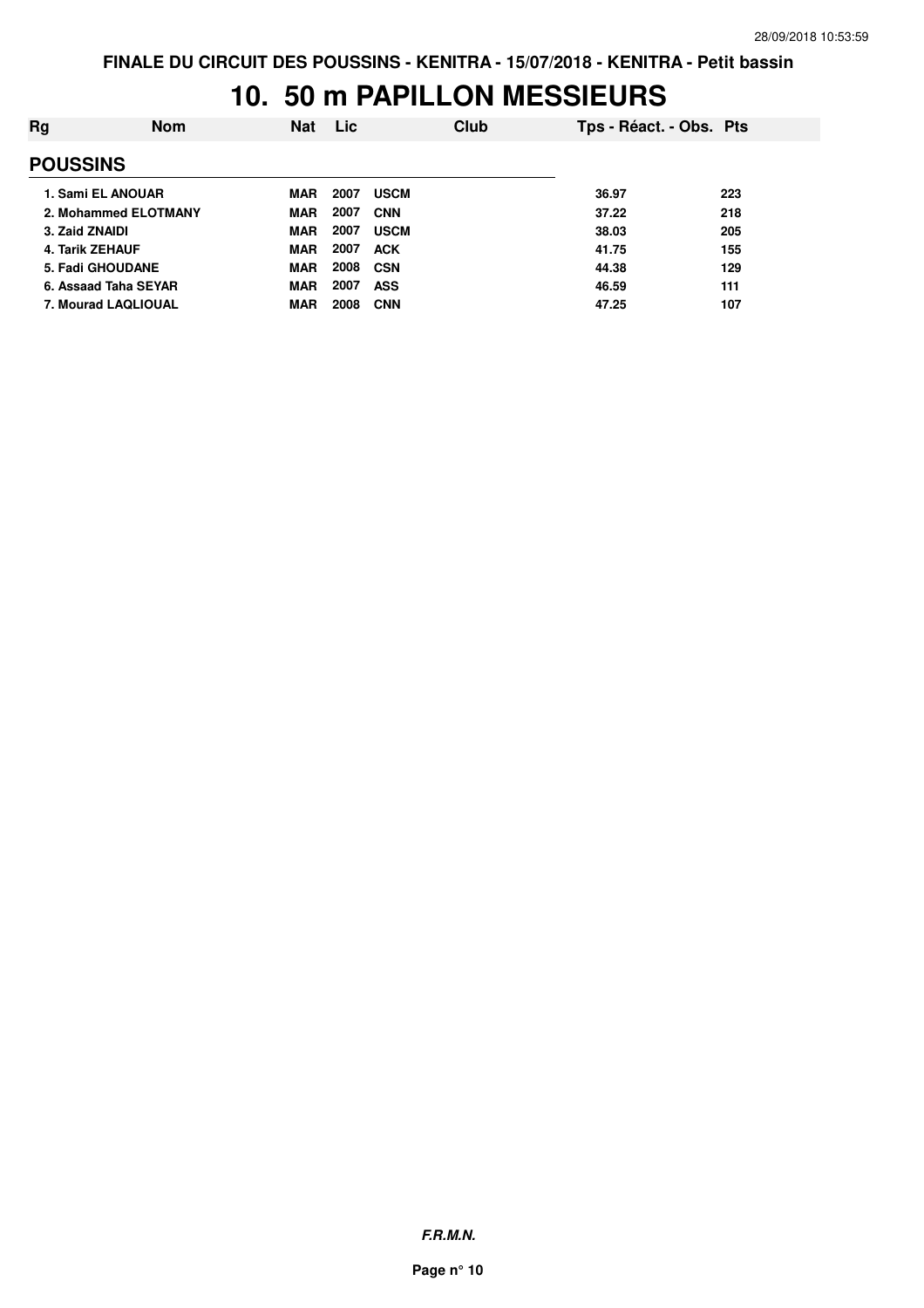# 10. 50 m PAPILLON MESSIEURS

| Rg | Nom | Nat | Lic | Club | Tps - Réact. - Obs. | Pts |
|---|---|---|---|---|---|---|
| **POUSSINS** | | | | | | |
| 1. Sami EL ANOUAR | | MAR | 2007 | USCM | 36.97 | 223 |
| 2. Mohammed ELOTMANY | | MAR | 2007 | CNN | 37.22 | 218 |
| 3. Zaid ZNAIDI | | MAR | 2007 | USCM | 38.03 | 205 |
| 4. Tarik ZEHAUF | | MAR | 2007 | ACK | 41.75 | 155 |
| 5. Fadi GHOUDANE | | MAR | 2008 | CSN | 44.38 | 129 |
| 6. Assaad Taha SEYAR | | MAR | 2007 | ASS | 46.59 | 111 |
| 7. Mourad LAQLIOUAL | | MAR | 2008 | CNN | 47.25 | 107 |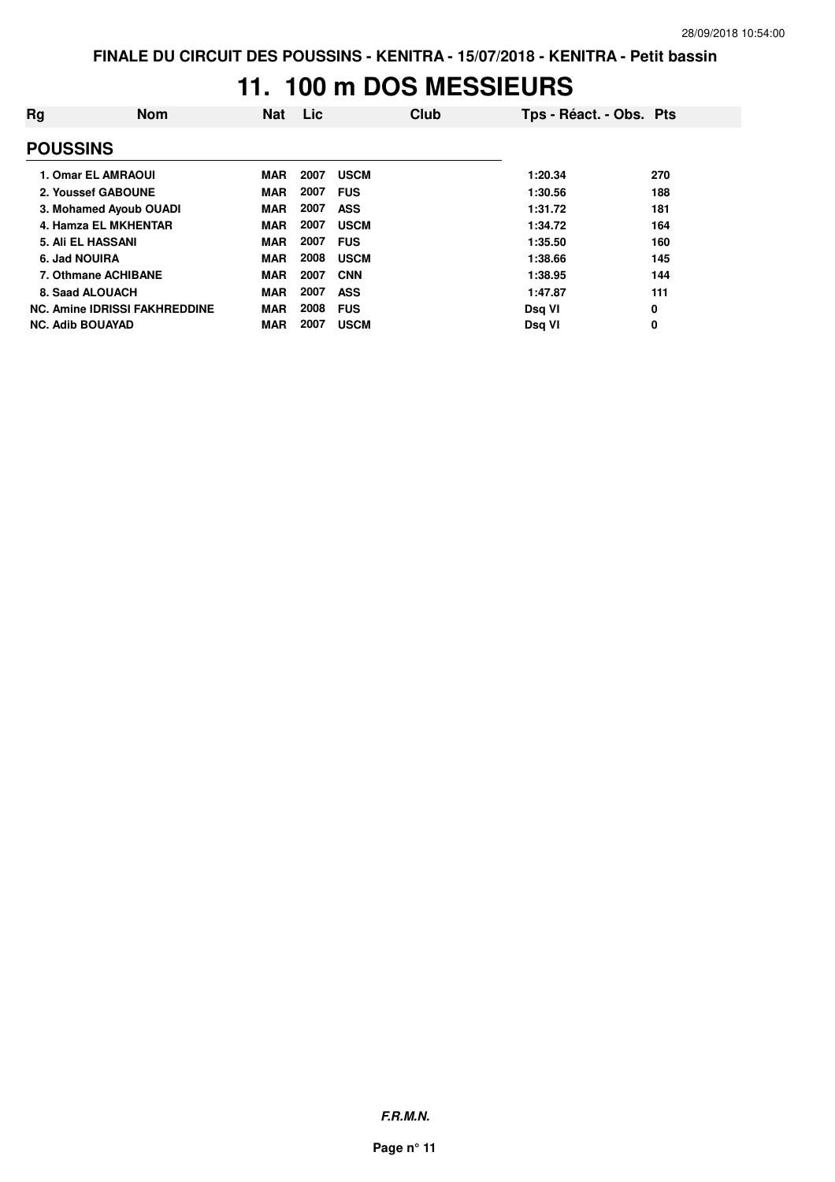FINALE DU CIRCUIT DES POUSSINS - KENITRA - 15/07/2018 - KENITRA - Petit bassin

# 11. 100 m DOS MESSIEURS

| Rg | Nom | Nat | Lic | Club | Tps - Réact. - Obs. | Pts |
|---|---|---|---|---|---|---|
| **POUSSINS** | | | | | | |
| 1. | Omar EL AMRAOUI | MAR | 2007 | USCM | 1:20.34 | 270 |
| 2. | Youssef GABOUNE | MAR | 2007 | FUS | 1:30.56 | 188 |
| 3. | Mohamed Ayoub OUADI | MAR | 2007 | ASS | 1:31.72 | 181 |
| 4. | Hamza EL MKHENTAR | MAR | 2007 | USCM | 1:34.72 | 164 |
| 5. | Ali EL HASSANI | MAR | 2007 | FUS | 1:35.50 | 160 |
| 6. | Jad NOUIRA | MAR | 2008 | USCM | 1:38.66 | 145 |
| 7. | Othmane ACHIBANE | MAR | 2007 | CNN | 1:38.95 | 144 |
| 8. | Saad ALOUACH | MAR | 2007 | ASS | 1:47.87 | 111 |
| NC. | Amine IDRISSI FAKHREDDINE | MAR | 2008 | FUS | Dsq VI | 0 |
| NC. | Adib BOUAYAD | MAR | 2007 | USCM | Dsq VI | 0 |

*F.R.M.N.*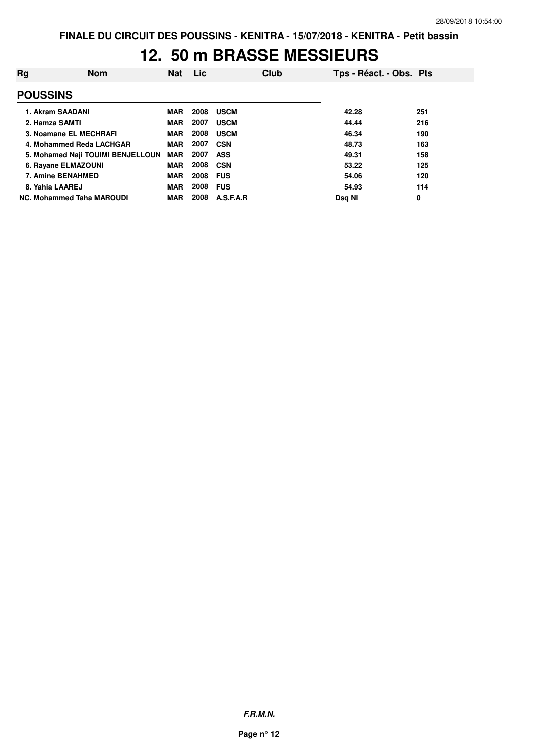FINALE DU CIRCUIT DES POUSSINS - KENITRA - 15/07/2018 - KENITRA - Petit bassin

# 12. 50 m BRASSE MESSIEURS

| Rg | Nom | Nat | Lic | Club | Tps - Réact. - Obs. | Pts |
|---|---|---|---|---|---|---|
| **POUSSINS** | | | | | | |
| 1. | Akram SAADANI | MAR | 2008 | USCM | 42.28 | 251 |
| 2. | Hamza SAMTI | MAR | 2007 | USCM | 44.44 | 216 |
| 3. | Noamane EL MECHRAFI | MAR | 2008 | USCM | 46.34 | 190 |
| 4. | Mohammed Reda LACHGAR | MAR | 2007 | CSN | 48.73 | 163 |
| 5. | Mohamed Naji TOUIMI BENJELLOUN | MAR | 2007 | ASS | 49.31 | 158 |
| 6. | Rayane ELMAZOUNI | MAR | 2008 | CSN | 53.22 | 125 |
| 7. | Amine BENAHMED | MAR | 2008 | FUS | 54.06 | 120 |
| 8. | Yahia LAAREJ | MAR | 2008 | FUS | 54.93 | 114 |
| NC. | Mohammed Taha MAROUDI | MAR | 2008 | A.S.F.A.R | Dsq NI | 0 |

*F.R.M.N.*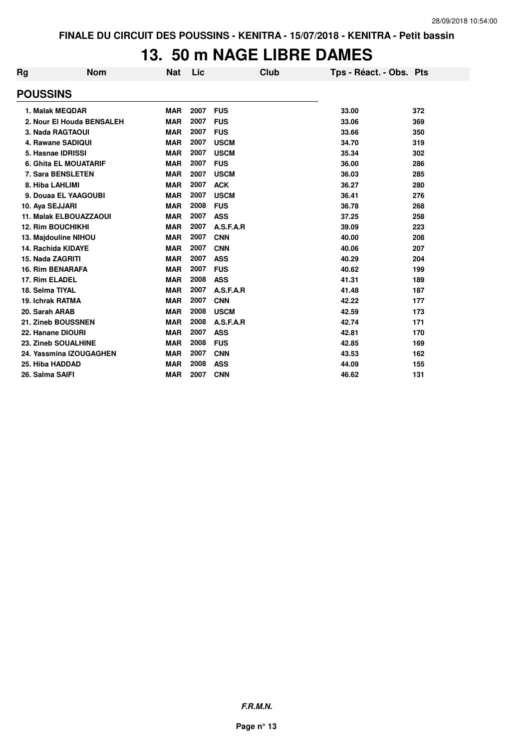FINALE DU CIRCUIT DES POUSSINS - KENITRA - 15/07/2018 - KENITRA - Petit bassin

# 13. 50 m NAGE LIBRE DAMES

| Rg | Nom | Nat | Lic | Club | Tps - Réact. - Obs. | Pts |
|---|---|---|---|---|---|---|
| **POUSSINS** | | | | | | |
| 1. | Malak MEQDAR | MAR | 2007 | FUS | 33.00 | 372 |
| 2. | Nour El Houda BENSALEH | MAR | 2007 | FUS | 33.06 | 369 |
| 3. | Nada RAGTAOUI | MAR | 2007 | FUS | 33.66 | 350 |
| 4. | Rawane SADIQUI | MAR | 2007 | USCM | 34.70 | 319 |
| 5. | Hasnae IDRISSI | MAR | 2007 | USCM | 35.34 | 302 |
| 6. | Ghita EL MOUATARIF | MAR | 2007 | FUS | 36.00 | 286 |
| 7. | Sara BENSLETEN | MAR | 2007 | USCM | 36.03 | 285 |
| 8. | Hiba LAHLIMI | MAR | 2007 | ACK | 36.27 | 280 |
| 9. | Douaa EL YAAGOUBI | MAR | 2007 | USCM | 36.41 | 276 |
| 10. | Aya SEJJARI | MAR | 2008 | FUS | 36.78 | 268 |
| 11. | Malak ELBOUAZZAOUI | MAR | 2007 | ASS | 37.25 | 258 |
| 12. | Rim BOUCHIKHI | MAR | 2007 | A.S.F.A.R | 39.09 | 223 |
| 13. | Majdouline NIHOU | MAR | 2007 | CNN | 40.00 | 208 |
| 14. | Rachida KIDAYE | MAR | 2007 | CNN | 40.06 | 207 |
| 15. | Nada ZAGRITI | MAR | 2007 | ASS | 40.29 | 204 |
| 16. | Rim BENARAFA | MAR | 2007 | FUS | 40.62 | 199 |
| 17. | Rim ELADEL | MAR | 2008 | ASS | 41.31 | 189 |
| 18. | Selma TIYAL | MAR | 2007 | A.S.F.A.R | 41.48 | 187 |
| 19. | Ichrak RATMA | MAR | 2007 | CNN | 42.22 | 177 |
| 20. | Sarah ARAB | MAR | 2008 | USCM | 42.59 | 173 |
| 21. | Zineb BOUSSNEN | MAR | 2008 | A.S.F.A.R | 42.74 | 171 |
| 22. | Hanane DIOURI | MAR | 2007 | ASS | 42.81 | 170 |
| 23. | Zineb SOUALHINE | MAR | 2008 | FUS | 42.85 | 169 |
| 24. | Yassmina IZOUGAGHEN | MAR | 2007 | CNN | 43.53 | 162 |
| 25. | Hiba HADDAD | MAR | 2008 | ASS | 44.09 | 155 |
| 26. | Salma SAIFI | MAR | 2007 | CNN | 46.62 | 131 |

***F.R.M.N.***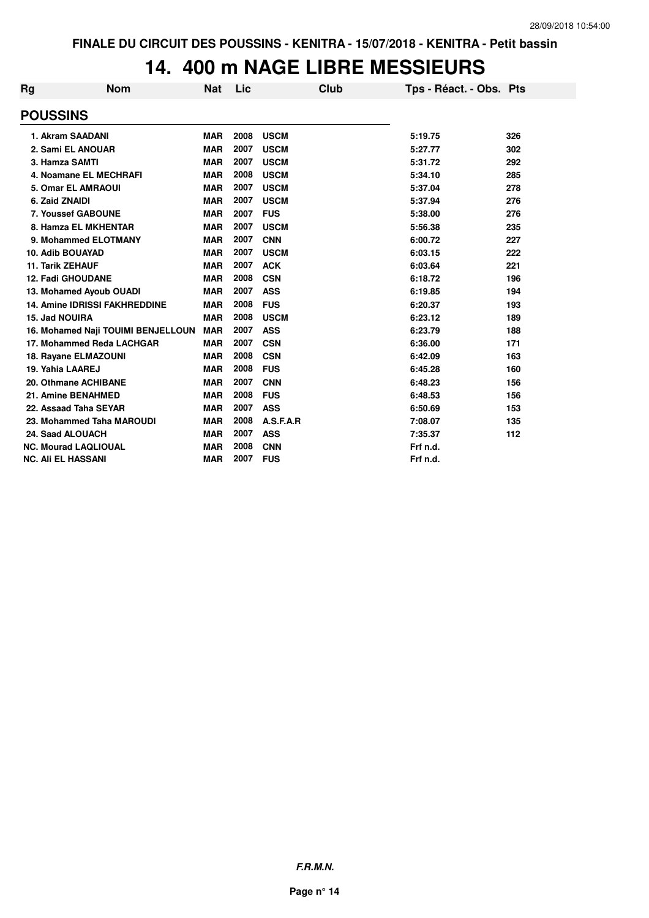FINALE DU CIRCUIT DES POUSSINS - KENITRA - 15/07/2018 - KENITRA - Petit bassin

# 14. 400 m NAGE LIBRE MESSIEURS

| Rg | Nom | Nat | Lic | Club | Tps - Réact. - Obs. | Pts |
|---|---|---|---|---|---|---|
| **POUSSINS** | | | | | | |
| 1. | Akram SAADANI | MAR | 2008 | USCM | 5:19.75 | 326 |
| 2. | Sami EL ANOUAR | MAR | 2007 | USCM | 5:27.77 | 302 |
| 3. | Hamza SAMTI | MAR | 2007 | USCM | 5:31.72 | 292 |
| 4. | Noamane EL MECHRAFI | MAR | 2008 | USCM | 5:34.10 | 285 |
| 5. | Omar EL AMRAOUI | MAR | 2007 | USCM | 5:37.04 | 278 |
| 6. | Zaid ZNAIDI | MAR | 2007 | USCM | 5:37.94 | 276 |
| 7. | Youssef GABOUNE | MAR | 2007 | FUS | 5:38.00 | 276 |
| 8. | Hamza EL MKHENTAR | MAR | 2007 | USCM | 5:56.38 | 235 |
| 9. | Mohammed ELOTMANY | MAR | 2007 | CNN | 6:00.72 | 227 |
| 10. | Adib BOUAYAD | MAR | 2007 | USCM | 6:03.15 | 222 |
| 11. | Tarik ZEHAUF | MAR | 2007 | ACK | 6:03.64 | 221 |
| 12. | Fadi GHOUDANE | MAR | 2008 | CSN | 6:18.72 | 196 |
| 13. | Mohamed Ayoub OUADI | MAR | 2007 | ASS | 6:19.85 | 194 |
| 14. | Amine IDRISSI FAKHREDDINE | MAR | 2008 | FUS | 6:20.37 | 193 |
| 15. | Jad NOUIRA | MAR | 2008 | USCM | 6:23.12 | 189 |
| 16. | Mohamed Naji TOUIMI BENJELLOUN | MAR | 2007 | ASS | 6:23.79 | 188 |
| 17. | Mohammed Reda LACHGAR | MAR | 2007 | CSN | 6:36.00 | 171 |
| 18. | Rayane ELMAZOUNI | MAR | 2008 | CSN | 6:42.09 | 163 |
| 19. | Yahia LAAREJ | MAR | 2008 | FUS | 6:45.28 | 160 |
| 20. | Othmane ACHIBANE | MAR | 2007 | CNN | 6:48.23 | 156 |
| 21. | Amine BENAHMED | MAR | 2008 | FUS | 6:48.53 | 156 |
| 22. | Assaad Taha SEYAR | MAR | 2007 | ASS | 6:50.69 | 153 |
| 23. | Mohammed Taha MAROUDI | MAR | 2008 | A.S.F.A.R | 7:08.07 | 135 |
| 24. | Saad ALOUACH | MAR | 2007 | ASS | 7:35.37 | 112 |
| NC. | Mourad LAQLIOUAL | MAR | 2008 | CNN | Frf n.d. | |
| NC. | Ali EL HASSANI | MAR | 2007 | FUS | Frf n.d. | |

*F.R.M.N.*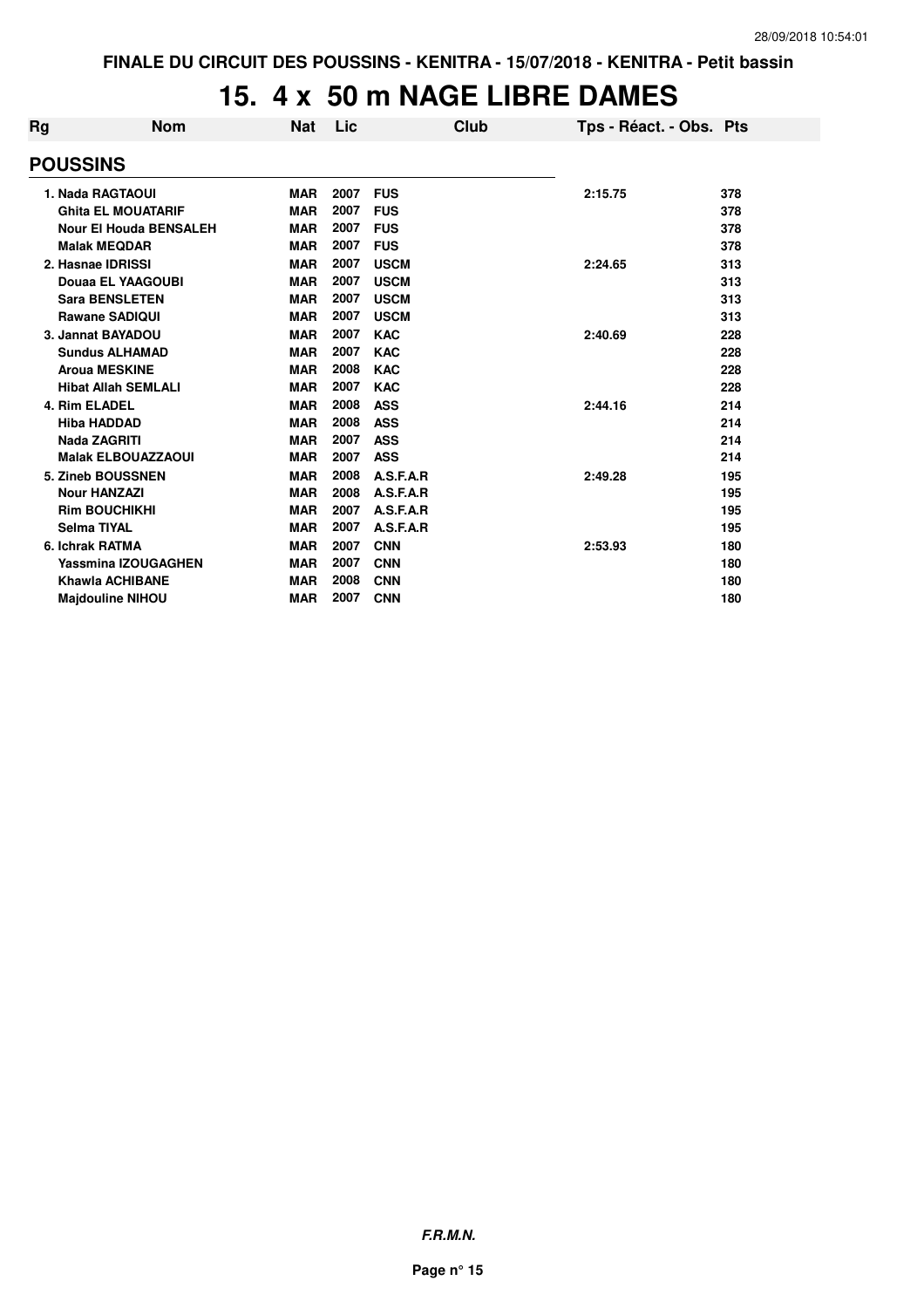FINALE DU CIRCUIT DES POUSSINS - KENITRA - 15/07/2018 - KENITRA - Petit bassin

# 15. 4 x 50 m NAGE LIBRE DAMES

| Rg | Nom | Nat | Lic | Club | Tps - Réact. - Obs. | Pts |
|---|---|---|---|---|---|---|
| **POUSSINS** | | | | | | |
| 1. | Nada RAGTAOUI | MAR | 2007 | FUS | 2:15.75 | 378 |
| | Ghita EL MOUATARIF | MAR | 2007 | FUS | | 378 |
| | Nour El Houda BENSALEH | MAR | 2007 | FUS | | 378 |
| | Malak MEQDAR | MAR | 2007 | FUS | | 378 |
| 2. | Hasnae IDRISSI | MAR | 2007 | USCM | 2:24.65 | 313 |
| | Douaa EL YAAGOUBI | MAR | 2007 | USCM | | 313 |
| | Sara BENSLETEN | MAR | 2007 | USCM | | 313 |
| | Rawane SADIQUI | MAR | 2007 | USCM | | 313 |
| 3. | Jannat BAYADOU | MAR | 2007 | KAC | 2:40.69 | 228 |
| | Sundus ALHAMAD | MAR | 2007 | KAC | | 228 |
| | Aroua MESKINE | MAR | 2008 | KAC | | 228 |
| | Hibat Allah SEMLALI | MAR | 2007 | KAC | | 228 |
| 4. | Rim ELADEL | MAR | 2008 | ASS | 2:44.16 | 214 |
| | Hiba HADDAD | MAR | 2008 | ASS | | 214 |
| | Nada ZAGRITI | MAR | 2007 | ASS | | 214 |
| | Malak ELBOUAZZAOUI | MAR | 2007 | ASS | | 214 |
| 5. | Zineb BOUSSNEN | MAR | 2008 | A.S.F.A.R | 2:49.28 | 195 |
| | Nour HANZAZI | MAR | 2008 | A.S.F.A.R | | 195 |
| | Rim BOUCHIKHI | MAR | 2007 | A.S.F.A.R | | 195 |
| | Selma TIYAL | MAR | 2007 | A.S.F.A.R | | 195 |
| 6. | Ichrak RATMA | MAR | 2007 | CNN | 2:53.93 | 180 |
| | Yassmina IZOUGAGHEN | MAR | 2007 | CNN | | 180 |
| | Khawla ACHIBANE | MAR | 2008 | CNN | | 180 |
| | Majdouline NIHOU | MAR | 2007 | CNN | | 180 |

*F.R.M.N.*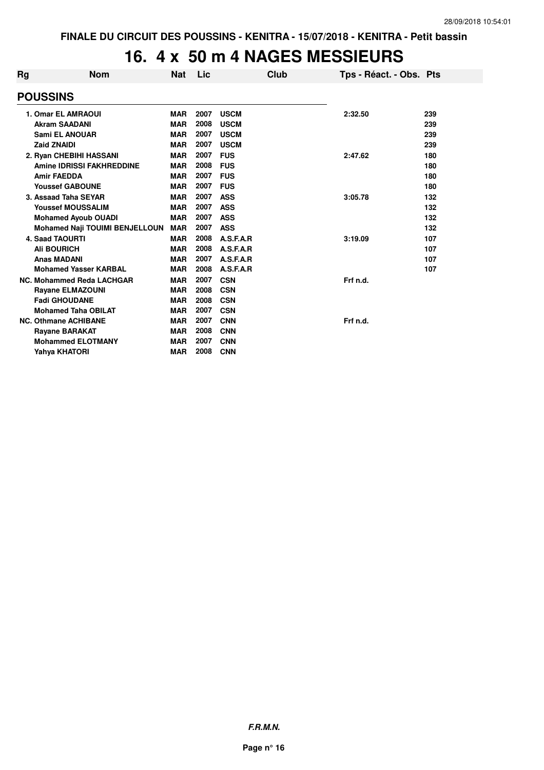**FINALE DU CIRCUIT DES POUSSINS - KENITRA - 15/07/2018 - KENITRA - Petit bassin**

# 16. 4 x 50 m 4 NAGES MESSIEURS

| Rg | Nom | Nat | Lic | Club | Tps - Réact. - Obs. | Pts |
|---|---|---|---|---|---|---|
| **POUSSINS** | | | | | | |
| 1. | Omar EL AMRAOUI | MAR | 2007 | USCM | 2:32.50 | 239 |
| | Akram SAADANI | MAR | 2008 | USCM | | 239 |
| | Sami EL ANOUAR | MAR | 2007 | USCM | | 239 |
| | Zaid ZNAIDI | MAR | 2007 | USCM | | 239 |
| 2. | Ryan CHEBIHI HASSANI | MAR | 2007 | FUS | 2:47.62 | 180 |
| | Amine IDRISSI FAKHREDDINE | MAR | 2008 | FUS | | 180 |
| | Amir FAEDDA | MAR | 2007 | FUS | | 180 |
| | Youssef GABOUNE | MAR | 2007 | FUS | | 180 |
| 3. | Assaad Taha SEYAR | MAR | 2007 | ASS | 3:05.78 | 132 |
| | Youssef MOUSSALIM | MAR | 2007 | ASS | | 132 |
| | Mohamed Ayoub OUADI | MAR | 2007 | ASS | | 132 |
| | Mohamed Naji TOUIMI BENJELLOUN | MAR | 2007 | ASS | | 132 |
| 4. | Saad TAOURTI | MAR | 2008 | A.S.F.A.R | 3:19.09 | 107 |
| | Ali BOURICH | MAR | 2008 | A.S.F.A.R | | 107 |
| | Anas MADANI | MAR | 2007 | A.S.F.A.R | | 107 |
| | Mohamed Yasser KARBAL | MAR | 2008 | A.S.F.A.R | | 107 |
| NC. | Mohammed Reda LACHGAR | MAR | 2007 | CSN | Frf n.d. | |
| | Rayane ELMAZOUNI | MAR | 2008 | CSN | | |
| | Fadi GHOUDANE | MAR | 2008 | CSN | | |
| | Mohamed Taha OBILAT | MAR | 2007 | CSN | | |
| NC. | Othmane ACHIBANE | MAR | 2007 | CNN | Frf n.d. | |
| | Rayane BARAKAT | MAR | 2008 | CNN | | |
| | Mohammed ELOTMANY | MAR | 2007 | CNN | | |
| | Yahya KHATORI | MAR | 2008 | CNN | | |

***F.R.M.N.***